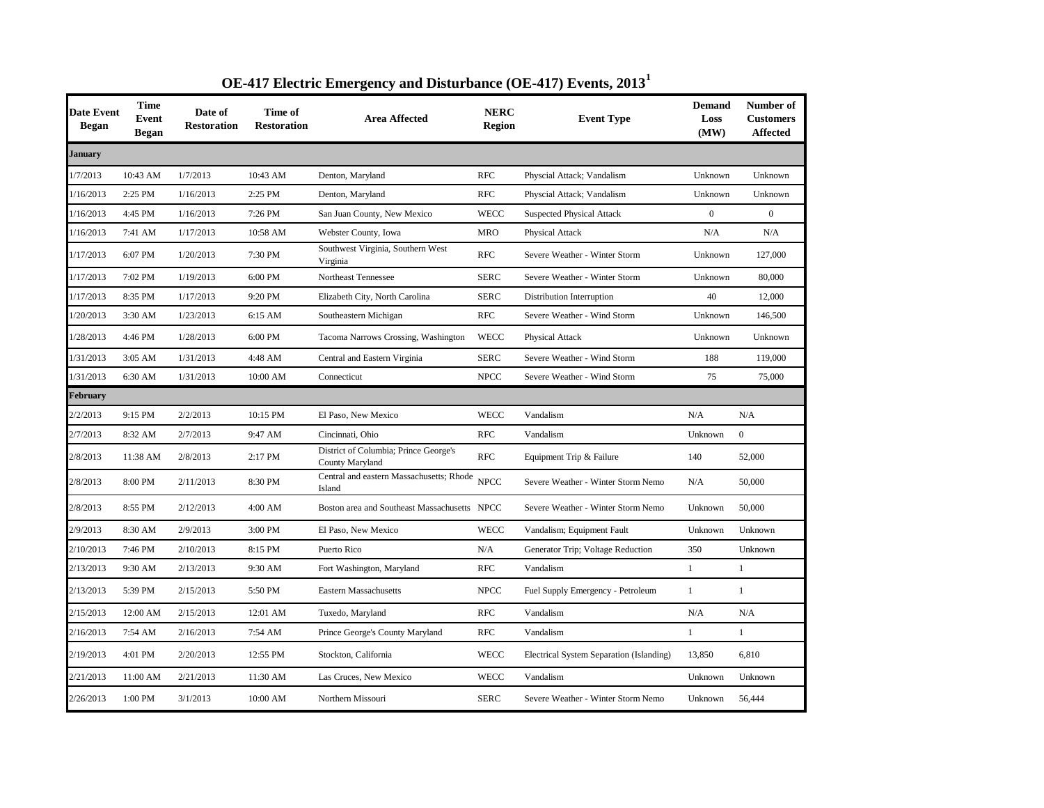# OE-417 Electric Emergency and Disturbance (OE-417) Events, 2013[1]

| Date Event Began | Time Event Began | Date of Restoration | Time of Restoration | Area Affected | NERC Region | Event Type | Demand Loss (MW) | Number of Customers Affected |
|---|---|---|---|---|---|---|---|---|
| **January** | | | | | | | | |
| 1/7/2013 | 10:43 AM | 1/7/2013 | 10:43 AM | Denton, Maryland | RFC | Physcial Attack; Vandalism | Unknown | Unknown |
| 1/16/2013 | 2:25 PM | 1/16/2013 | 2:25 PM | Denton, Maryland | RFC | Physcial Attack; Vandalism | Unknown | Unknown |
| 1/16/2013 | 4:45 PM | 1/16/2013 | 7:26 PM | San Juan County, New Mexico | WECC | Suspected Physical Attack | 0 | 0 |
| 1/16/2013 | 7:41 AM | 1/17/2013 | 10:58 AM | Webster County, Iowa | MRO | Physical Attack | N/A | N/A |
| 1/17/2013 | 6:07 PM | 1/20/2013 | 7:30 PM | Southwest Virginia, Southern West Virginia | RFC | Severe Weather - Winter Storm | Unknown | 127,000 |
| 1/17/2013 | 7:02 PM | 1/19/2013 | 6:00 PM | Northeast Tennessee | SERC | Severe Weather - Winter Storm | Unknown | 80,000 |
| 1/17/2013 | 8:35 PM | 1/17/2013 | 9:20 PM | Elizabeth City, North Carolina | SERC | Distribution Interruption | 40 | 12,000 |
| 1/20/2013 | 3:30 AM | 1/23/2013 | 6:15 AM | Southeastern Michigan | RFC | Severe Weather - Wind Storm | Unknown | 146,500 |
| 1/28/2013 | 4:46 PM | 1/28/2013 | 6:00 PM | Tacoma Narrows Crossing, Washington | WECC | Physical Attack | Unknown | Unknown |
| 1/31/2013 | 3:05 AM | 1/31/2013 | 4:48 AM | Central and Eastern Virginia | SERC | Severe Weather - Wind Storm | 188 | 119,000 |
| 1/31/2013 | 6:30 AM | 1/31/2013 | 10:00 AM | Connecticut | NPCC | Severe Weather - Wind Storm | 75 | 75,000 |
| **February** | | | | | | | | |
| 2/2/2013 | 9:15 PM | 2/2/2013 | 10:15 PM | El Paso, New Mexico | WECC | Vandalism | N/A | N/A |
| 2/7/2013 | 8:32 AM | 2/7/2013 | 9:47 AM | Cincinnati, Ohio | RFC | Vandalism | Unknown | 0 |
| 2/8/2013 | 11:38 AM | 2/8/2013 | 2:17 PM | District of Columbia; Prince George's County Maryland | RFC | Equipment Trip & Failure | 140 | 52,000 |
| 2/8/2013 | 8:00 PM | 2/11/2013 | 8:30 PM | Central and eastern Massachusetts; Rhode Island | NPCC | Severe Weather - Winter Storm Nemo | N/A | 50,000 |
| 2/8/2013 | 8:55 PM | 2/12/2013 | 4:00 AM | Boston area and Southeast Massachusetts | NPCC | Severe Weather - Winter Storm Nemo | Unknown | 50,000 |
| 2/9/2013 | 8:30 AM | 2/9/2013 | 3:00 PM | El Paso, New Mexico | WECC | Vandalism; Equipment Fault | Unknown | Unknown |
| 2/10/2013 | 7:46 PM | 2/10/2013 | 8:15 PM | Puerto Rico | N/A | Generator Trip; Voltage Reduction | 350 | Unknown |
| 2/13/2013 | 9:30 AM | 2/13/2013 | 9:30 AM | Fort Washington, Maryland | RFC | Vandalism | 1 | 1 |
| 2/13/2013 | 5:39 PM | 2/15/2013 | 5:50 PM | Eastern Massachusetts | NPCC | Fuel Supply Emergency - Petroleum | 1 | 1 |
| 2/15/2013 | 12:00 AM | 2/15/2013 | 12:01 AM | Tuxedo, Maryland | RFC | Vandalism | N/A | N/A |
| 2/16/2013 | 7:54 AM | 2/16/2013 | 7:54 AM | Prince George's County Maryland | RFC | Vandalism | 1 | 1 |
| 2/19/2013 | 4:01 PM | 2/20/2013 | 12:55 PM | Stockton, California | WECC | Electrical System Separation (Islanding) | 13,850 | 6,810 |
| 2/21/2013 | 11:00 AM | 2/21/2013 | 11:30 AM | Las Cruces, New Mexico | WECC | Vandalism | Unknown | Unknown |
| 2/26/2013 | 1:00 PM | 3/1/2013 | 10:00 AM | Northern Missouri | SERC | Severe Weather - Winter Storm Nemo | Unknown | 56,444 |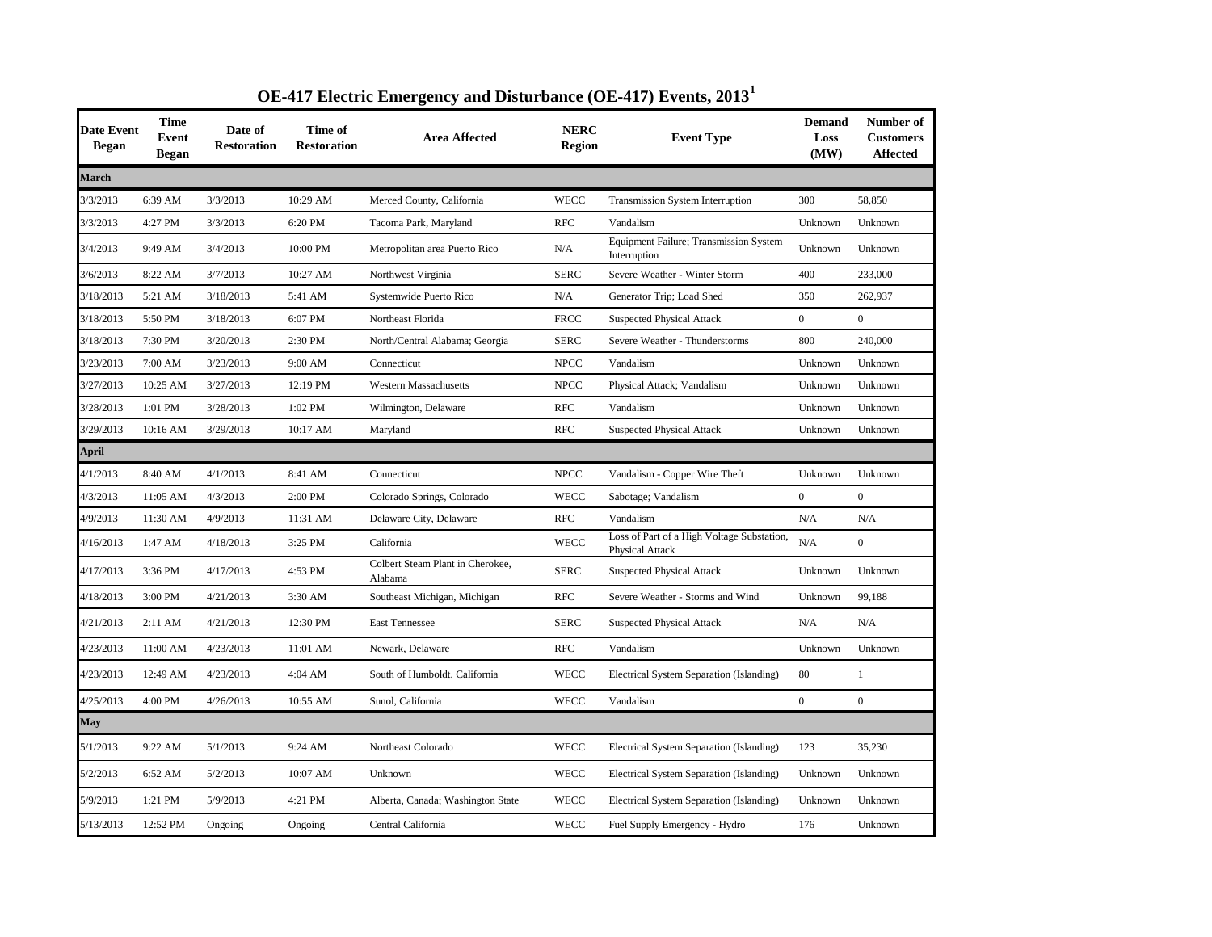# OE-417 Electric Emergency and Disturbance (OE-417) Events, 2013[1]

| Date Event Began | Time Event Began | Date of Restoration | Time of Restoration | Area Affected | NERC Region | Event Type | Demand Loss (MW) | Number of Customers Affected |
|---|---|---|---|---|---|---|---|---|
| **March** | | | | | | | | |
| 3/3/2013 | 6:39 AM | 3/3/2013 | 10:29 AM | Merced County, California | WECC | Transmission System Interruption | 300 | 58,850 |
| 3/3/2013 | 4:27 PM | 3/3/2013 | 6:20 PM | Tacoma Park, Maryland | RFC | Vandalism | Unknown | Unknown |
| 3/4/2013 | 9:49 AM | 3/4/2013 | 10:00 PM | Metropolitan area Puerto Rico | N/A | Equipment Failure; Transmission System Interruption | Unknown | Unknown |
| 3/6/2013 | 8:22 AM | 3/7/2013 | 10:27 AM | Northwest Virginia | SERC | Severe Weather - Winter Storm | 400 | 233,000 |
| 3/18/2013 | 5:21 AM | 3/18/2013 | 5:41 AM | Systemwide Puerto Rico | N/A | Generator Trip; Load Shed | 350 | 262,937 |
| 3/18/2013 | 5:50 PM | 3/18/2013 | 6:07 PM | Northeast Florida | FRCC | Suspected Physical Attack | 0 | 0 |
| 3/18/2013 | 7:30 PM | 3/20/2013 | 2:30 PM | North/Central Alabama; Georgia | SERC | Severe Weather - Thunderstorms | 800 | 240,000 |
| 3/23/2013 | 7:00 AM | 3/23/2013 | 9:00 AM | Connecticut | NPCC | Vandalism | Unknown | Unknown |
| 3/27/2013 | 10:25 AM | 3/27/2013 | 12:19 PM | Western Massachusetts | NPCC | Physical Attack; Vandalism | Unknown | Unknown |
| 3/28/2013 | 1:01 PM | 3/28/2013 | 1:02 PM | Wilmington, Delaware | RFC | Vandalism | Unknown | Unknown |
| 3/29/2013 | 10:16 AM | 3/29/2013 | 10:17 AM | Maryland | RFC | Suspected Physical Attack | Unknown | Unknown |
| **April** | | | | | | | | |
| 4/1/2013 | 8:40 AM | 4/1/2013 | 8:41 AM | Connecticut | NPCC | Vandalism - Copper Wire Theft | Unknown | Unknown |
| 4/3/2013 | 11:05 AM | 4/3/2013 | 2:00 PM | Colorado Springs, Colorado | WECC | Sabotage; Vandalism | 0 | 0 |
| 4/9/2013 | 11:30 AM | 4/9/2013 | 11:31 AM | Delaware City, Delaware | RFC | Vandalism | N/A | N/A |
| 4/16/2013 | 1:47 AM | 4/18/2013 | 3:25 PM | California | WECC | Loss of Part of a High Voltage Substation, Physical Attack | N/A | 0 |
| 4/17/2013 | 3:36 PM | 4/17/2013 | 4:53 PM | Colbert Steam Plant in Cherokee, Alabama | SERC | Suspected Physical Attack | Unknown | Unknown |
| 4/18/2013 | 3:00 PM | 4/21/2013 | 3:30 AM | Southeast Michigan, Michigan | RFC | Severe Weather - Storms and Wind | Unknown | 99,188 |
| 4/21/2013 | 2:11 AM | 4/21/2013 | 12:30 PM | East Tennessee | SERC | Suspected Physical Attack | N/A | N/A |
| 4/23/2013 | 11:00 AM | 4/23/2013 | 11:01 AM | Newark, Delaware | RFC | Vandalism | Unknown | Unknown |
| 4/23/2013 | 12:49 AM | 4/23/2013 | 4:04 AM | South of Humboldt, California | WECC | Electrical System Separation (Islanding) | 80 | 1 |
| 4/25/2013 | 4:00 PM | 4/26/2013 | 10:55 AM | Sunol, California | WECC | Vandalism | 0 | 0 |
| **May** | | | | | | | | |
| 5/1/2013 | 9:22 AM | 5/1/2013 | 9:24 AM | Northeast Colorado | WECC | Electrical System Separation (Islanding) | 123 | 35,230 |
| 5/2/2013 | 6:52 AM | 5/2/2013 | 10:07 AM | Unknown | WECC | Electrical System Separation (Islanding) | Unknown | Unknown |
| 5/9/2013 | 1:21 PM | 5/9/2013 | 4:21 PM | Alberta, Canada; Washington State | WECC | Electrical System Separation (Islanding) | Unknown | Unknown |
| 5/13/2013 | 12:52 PM | Ongoing | Ongoing | Central California | WECC | Fuel Supply Emergency - Hydro | 176 | Unknown |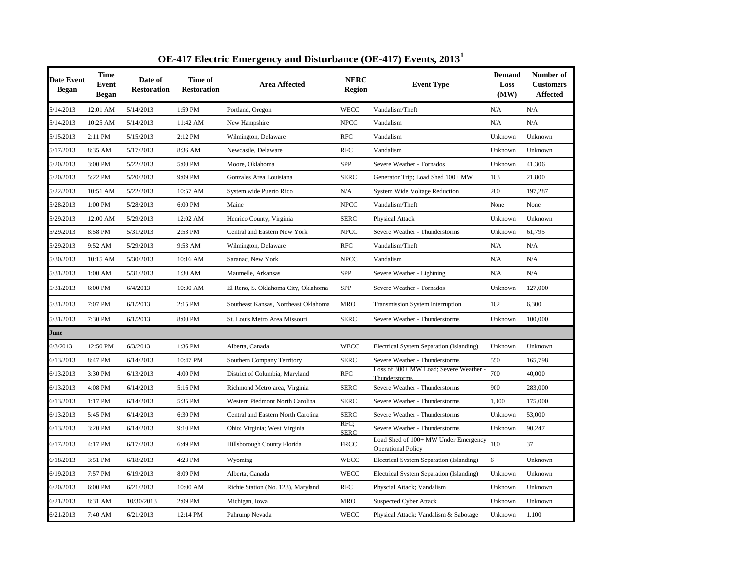# OE-417 Electric Emergency and Disturbance (OE-417) Events, 2013[1]

| Date Event Began | Time Event Began | Date of Restoration | Time of Restoration | Area Affected | NERC Region | Event Type | Demand Loss (MW) | Number of Customers Affected |
|---|---|---|---|---|---|---|---|---|
| 5/14/2013 | 12:01 AM | 5/14/2013 | 1:59 PM | Portland, Oregon | WECC | Vandalism/Theft | N/A | N/A |
| 5/14/2013 | 10:25 AM | 5/14/2013 | 11:42 AM | New Hampshire | NPCC | Vandalism | N/A | N/A |
| 5/15/2013 | 2:11 PM | 5/15/2013 | 2:12 PM | Wilmington, Delaware | RFC | Vandalism | Unknown | Unknown |
| 5/17/2013 | 8:35 AM | 5/17/2013 | 8:36 AM | Newcastle, Delaware | RFC | Vandalism | Unknown | Unknown |
| 5/20/2013 | 3:00 PM | 5/22/2013 | 5:00 PM | Moore, Oklahoma | SPP | Severe Weather - Tornados | Unknown | 41,306 |
| 5/20/2013 | 5:22 PM | 5/20/2013 | 9:09 PM | Gonzales Area Louisiana | SERC | Generator Trip; Load Shed 100+ MW | 103 | 21,800 |
| 5/22/2013 | 10:51 AM | 5/22/2013 | 10:57 AM | System wide Puerto Rico | N/A | System Wide Voltage Reduction | 280 | 197,287 |
| 5/28/2013 | 1:00 PM | 5/28/2013 | 6:00 PM | Maine | NPCC | Vandalism/Theft | None | None |
| 5/29/2013 | 12:00 AM | 5/29/2013 | 12:02 AM | Henrico County, Virginia | SERC | Physical Attack | Unknown | Unknown |
| 5/29/2013 | 8:58 PM | 5/31/2013 | 2:53 PM | Central and Eastern New York | NPCC | Severe Weather - Thunderstorms | Unknown | 61,795 |
| 5/29/2013 | 9:52 AM | 5/29/2013 | 9:53 AM | Wilmington, Delaware | RFC | Vandalism/Theft | N/A | N/A |
| 5/30/2013 | 10:15 AM | 5/30/2013 | 10:16 AM | Saranac, New York | NPCC | Vandalism | N/A | N/A |
| 5/31/2013 | 1:00 AM | 5/31/2013 | 1:30 AM | Maumelle, Arkansas | SPP | Severe Weather - Lightning | N/A | N/A |
| 5/31/2013 | 6:00 PM | 6/4/2013 | 10:30 AM | El Reno, S. Oklahoma City, Oklahoma | SPP | Severe Weather - Tornados | Unknown | 127,000 |
| 5/31/2013 | 7:07 PM | 6/1/2013 | 2:15 PM | Southeast Kansas, Northeast Oklahoma | MRO | Transmission System Interruption | 102 | 6,300 |
| 5/31/2013 | 7:30 PM | 6/1/2013 | 8:00 PM | St. Louis Metro Area Missouri | SERC | Severe Weather - Thunderstorms | Unknown | 100,000 |
| **June** | | | | | | | | |
| 6/3/2013 | 12:50 PM | 6/3/2013 | 1:36 PM | Alberta, Canada | WECC | Electrical System Separation (Islanding) | Unknown | Unknown |
| 6/13/2013 | 8:47 PM | 6/14/2013 | 10:47 PM | Southern Company Territory | SERC | Severe Weather - Thunderstorms | 550 | 165,798 |
| 6/13/2013 | 3:30 PM | 6/13/2013 | 4:00 PM | District of Columbia; Maryland | RFC | Loss of 300+ MW Load; Severe Weather - Thunderstorms | 700 | 40,000 |
| 6/13/2013 | 4:08 PM | 6/14/2013 | 5:16 PM | Richmond Metro area, Virginia | SERC | Severe Weather - Thunderstorms | 900 | 283,000 |
| 6/13/2013 | 1:17 PM | 6/14/2013 | 5:35 PM | Western Piedmont North Carolina | SERC | Severe Weather - Thunderstorms | 1,000 | 175,000 |
| 6/13/2013 | 5:45 PM | 6/14/2013 | 6:30 PM | Central and Eastern North Carolina | SERC | Severe Weather - Thunderstorms | Unknown | 53,000 |
| 6/13/2013 | 3:20 PM | 6/14/2013 | 9:10 PM | Ohio; Virginia; West Virginia | RFC; SERC | Severe Weather - Thunderstorms | Unknown | 90,247 |
| 6/17/2013 | 4:17 PM | 6/17/2013 | 6:49 PM | Hillsborough County Florida | FRCC | Load Shed of 100+ MW Under Emergency Operational Policy | 180 | 37 |
| 6/18/2013 | 3:51 PM | 6/18/2013 | 4:23 PM | Wyoming | WECC | Electrical System Separation (Islanding) | 6 | Unknown |
| 6/19/2013 | 7:57 PM | 6/19/2013 | 8:09 PM | Alberta, Canada | WECC | Electrical System Separation (Islanding) | Unknown | Unknown |
| 6/20/2013 | 6:00 PM | 6/21/2013 | 10:00 AM | Richie Station (No. 123), Maryland | RFC | Physcial Attack; Vandalism | Unknown | Unknown |
| 6/21/2013 | 8:31 AM | 10/30/2013 | 2:09 PM | Michigan, Iowa | MRO | Suspected Cyber Attack | Unknown | Unknown |
| 6/21/2013 | 7:40 AM | 6/21/2013 | 12:14 PM | Pahrump Nevada | WECC | Physical Attack; Vandalism & Sabotage | Unknown | 1,100 |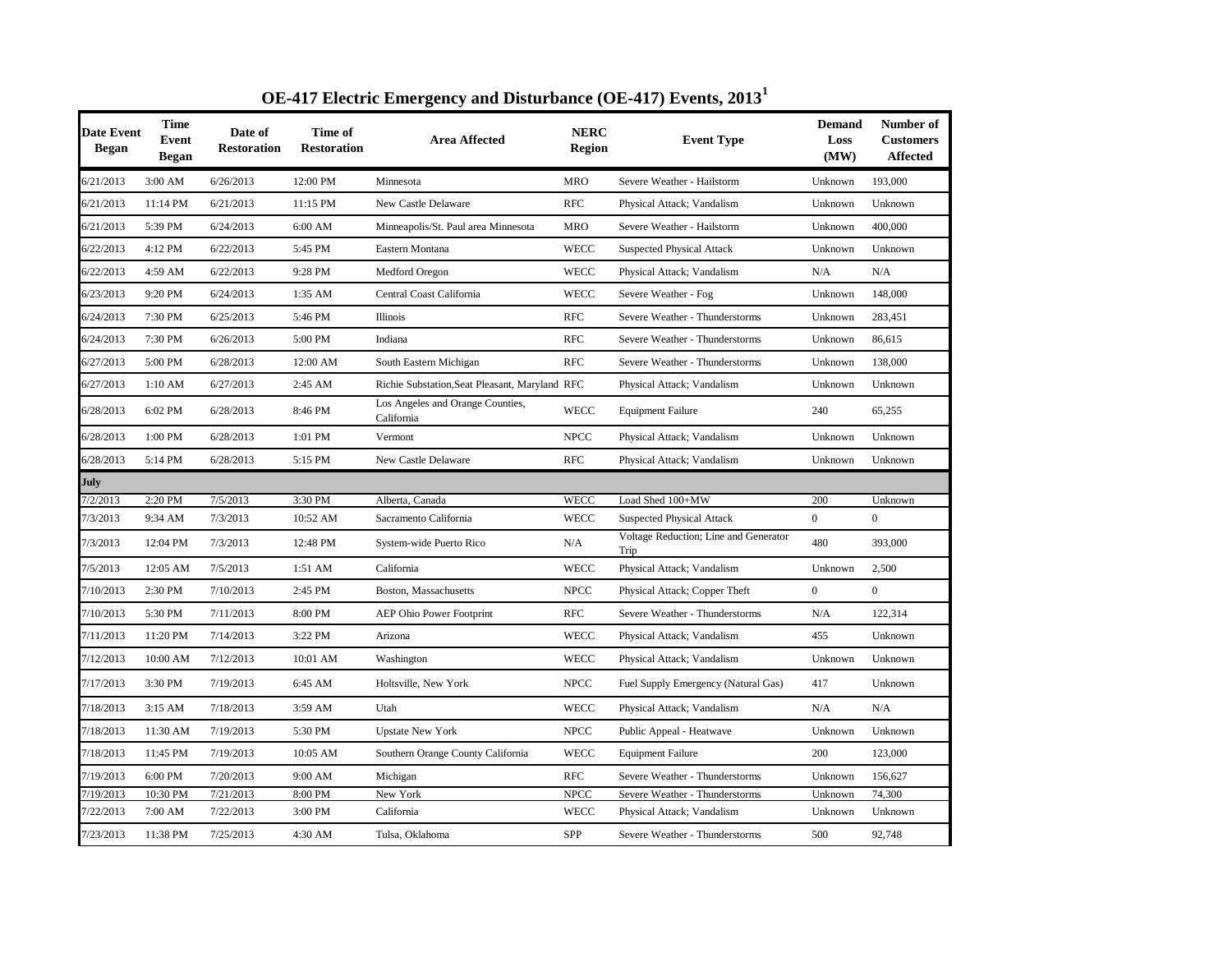# OE-417 Electric Emergency and Disturbance (OE-417) Events, 2013[1]

| Date Event Began | Time Event Began | Date of Restoration | Time of Restoration | Area Affected | NERC Region | Event Type | Demand Loss (MW) | Number of Customers Affected |
|---|---|---|---|---|---|---|---|---|
| 6/21/2013 | 3:00 AM | 6/26/2013 | 12:00 PM | Minnesota | MRO | Severe Weather - Hailstorm | Unknown | 193,000 |
| 6/21/2013 | 11:14 PM | 6/21/2013 | 11:15 PM | New Castle Delaware | RFC | Physical Attack; Vandalism | Unknown | Unknown |
| 6/21/2013 | 5:39 PM | 6/24/2013 | 6:00 AM | Minneapolis/St. Paul area Minnesota | MRO | Severe Weather - Hailstorm | Unknown | 400,000 |
| 6/22/2013 | 4:12 PM | 6/22/2013 | 5:45 PM | Eastern Montana | WECC | Suspected Physical Attack | Unknown | Unknown |
| 6/22/2013 | 4:59 AM | 6/22/2013 | 9:28 PM | Medford Oregon | WECC | Physical Attack; Vandalism | N/A | N/A |
| 6/23/2013 | 9:20 PM | 6/24/2013 | 1:35 AM | Central Coast California | WECC | Severe Weather - Fog | Unknown | 148,000 |
| 6/24/2013 | 7:30 PM | 6/25/2013 | 5:46 PM | Illinois | RFC | Severe Weather - Thunderstorms | Unknown | 283,451 |
| 6/24/2013 | 7:30 PM | 6/26/2013 | 5:00 PM | Indiana | RFC | Severe Weather - Thunderstorms | Unknown | 86,615 |
| 6/27/2013 | 5:00 PM | 6/28/2013 | 12:00 AM | South Eastern Michigan | RFC | Severe Weather - Thunderstorms | Unknown | 138,000 |
| 6/27/2013 | 1:10 AM | 6/27/2013 | 2:45 AM | Richie Substation,Seat Pleasant, Maryland | RFC | Physical Attack; Vandalism | Unknown | Unknown |
| 6/28/2013 | 6:02 PM | 6/28/2013 | 8:46 PM | Los Angeles and Orange Counties, California | WECC | Equipment Failure | 240 | 65,255 |
| 6/28/2013 | 1:00 PM | 6/28/2013 | 1:01 PM | Vermont | NPCC | Physical Attack; Vandalism | Unknown | Unknown |
| 6/28/2013 | 5:14 PM | 6/28/2013 | 5:15 PM | New Castle Delaware | RFC | Physical Attack; Vandalism | Unknown | Unknown |
| **July** | | | | | | | | |
| 7/2/2013 | 2:20 PM | 7/5/2013 | 3:30 PM | Alberta, Canada | WECC | Load Shed 100+MW | 200 | Unknown |
| 7/3/2013 | 9:34 AM | 7/3/2013 | 10:52 AM | Sacramento California | WECC | Suspected Physical Attack | 0 | 0 |
| 7/3/2013 | 12:04 PM | 7/3/2013 | 12:48 PM | System-wide Puerto Rico | N/A | Voltage Reduction; Line and Generator Trip | 480 | 393,000 |
| 7/5/2013 | 12:05 AM | 7/5/2013 | 1:51 AM | California | WECC | Physical Attack; Vandalism | Unknown | 2,500 |
| 7/10/2013 | 2:30 PM | 7/10/2013 | 2:45 PM | Boston, Massachusetts | NPCC | Physical Attack; Copper Theft | 0 | 0 |
| 7/10/2013 | 5:30 PM | 7/11/2013 | 8:00 PM | AEP Ohio Power Footprint | RFC | Severe Weather - Thunderstorms | N/A | 122,314 |
| 7/11/2013 | 11:20 PM | 7/14/2013 | 3:22 PM | Arizona | WECC | Physical Attack; Vandalism | 455 | Unknown |
| 7/12/2013 | 10:00 AM | 7/12/2013 | 10:01 AM | Washington | WECC | Physical Attack; Vandalism | Unknown | Unknown |
| 7/17/2013 | 3:30 PM | 7/19/2013 | 6:45 AM | Holtsville, New York | NPCC | Fuel Supply Emergency (Natural Gas) | 417 | Unknown |
| 7/18/2013 | 3:15 AM | 7/18/2013 | 3:59 AM | Utah | WECC | Physical Attack; Vandalism | N/A | N/A |
| 7/18/2013 | 11:30 AM | 7/19/2013 | 5:30 PM | Upstate New York | NPCC | Public Appeal - Heatwave | Unknown | Unknown |
| 7/18/2013 | 11:45 PM | 7/19/2013 | 10:05 AM | Southern Orange County California | WECC | Equipment Failure | 200 | 123,000 |
| 7/19/2013 | 6:00 PM | 7/20/2013 | 9:00 AM | Michigan | RFC | Severe Weather - Thunderstorms | Unknown | 156,627 |
| 7/19/2013 | 10:30 PM | 7/21/2013 | 8:00 PM | New York | NPCC | Severe Weather - Thunderstorms | Unknown | 74,300 |
| 7/22/2013 | 7:00 AM | 7/22/2013 | 3:00 PM | California | WECC | Physical Attack; Vandalism | Unknown | Unknown |
| 7/23/2013 | 11:38 PM | 7/25/2013 | 4:30 AM | Tulsa, Oklahoma | SPP | Severe Weather - Thunderstorms | 500 | 92,748 |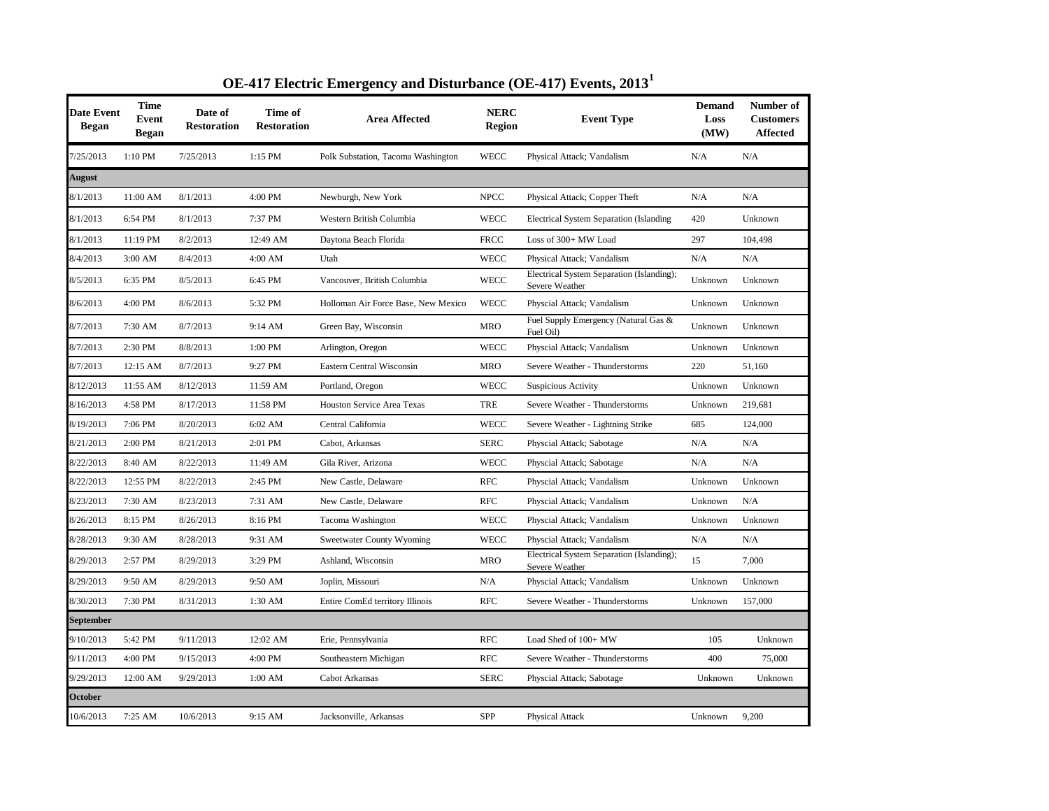# OE-417 Electric Emergency and Disturbance (OE-417) Events, 2013[1]

| Date Event Began | Time Event Began | Date of Restoration | Time of Restoration | Area Affected | NERC Region | Event Type | Demand Loss (MW) | Number of Customers Affected |
|---|---|---|---|---|---|---|---|---|
| 7/25/2013 | 1:10 PM | 7/25/2013 | 1:15 PM | Polk Substation, Tacoma Washington | WECC | Physical Attack; Vandalism | N/A | N/A |
| **August** | | | | | | | | |
| 8/1/2013 | 11:00 AM | 8/1/2013 | 4:00 PM | Newburgh, New York | NPCC | Physical Attack; Copper Theft | N/A | N/A |
| 8/1/2013 | 6:54 PM | 8/1/2013 | 7:37 PM | Western British Columbia | WECC | Electrical System Separation (Islanding | 420 | Unknown |
| 8/1/2013 | 11:19 PM | 8/2/2013 | 12:49 AM | Daytona Beach Florida | FRCC | Loss of 300+ MW Load | 297 | 104,498 |
| 8/4/2013 | 3:00 AM | 8/4/2013 | 4:00 AM | Utah | WECC | Physical Attack; Vandalism | N/A | N/A |
| 8/5/2013 | 6:35 PM | 8/5/2013 | 6:45 PM | Vancouver, British Columbia | WECC | Electrical System Separation (Islanding); Severe Weather | Unknown | Unknown |
| 8/6/2013 | 4:00 PM | 8/6/2013 | 5:32 PM | Holloman Air Force Base, New Mexico | WECC | Physcial Attack; Vandalism | Unknown | Unknown |
| 8/7/2013 | 7:30 AM | 8/7/2013 | 9:14 AM | Green Bay, Wisconsin | MRO | Fuel Supply Emergency (Natural Gas & Fuel Oil) | Unknown | Unknown |
| 8/7/2013 | 2:30 PM | 8/8/2013 | 1:00 PM | Arlington, Oregon | WECC | Physcial Attack; Vandalism | Unknown | Unknown |
| 8/7/2013 | 12:15 AM | 8/7/2013 | 9:27 PM | Eastern Central Wisconsin | MRO | Severe Weather - Thunderstorms | 220 | 51,160 |
| 8/12/2013 | 11:55 AM | 8/12/2013 | 11:59 AM | Portland, Oregon | WECC | Suspicious Activity | Unknown | Unknown |
| 8/16/2013 | 4:58 PM | 8/17/2013 | 11:58 PM | Houston Service Area Texas | TRE | Severe Weather - Thunderstorms | Unknown | 219,681 |
| 8/19/2013 | 7:06 PM | 8/20/2013 | 6:02 AM | Central California | WECC | Severe Weather - Lightning Strike | 685 | 124,000 |
| 8/21/2013 | 2:00 PM | 8/21/2013 | 2:01 PM | Cabot, Arkansas | SERC | Physcial Attack; Sabotage | N/A | N/A |
| 8/22/2013 | 8:40 AM | 8/22/2013 | 11:49 AM | Gila River, Arizona | WECC | Physcial Attack; Sabotage | N/A | N/A |
| 8/22/2013 | 12:55 PM | 8/22/2013 | 2:45 PM | New Castle, Delaware | RFC | Physcial Attack; Vandalism | Unknown | Unknown |
| 8/23/2013 | 7:30 AM | 8/23/2013 | 7:31 AM | New Castle, Delaware | RFC | Physcial Attack; Vandalism | Unknown | N/A |
| 8/26/2013 | 8:15 PM | 8/26/2013 | 8:16 PM | Tacoma Washington | WECC | Physcial Attack; Vandalism | Unknown | Unknown |
| 8/28/2013 | 9:30 AM | 8/28/2013 | 9:31 AM | Sweetwater County Wyoming | WECC | Physcial Attack; Vandalism | N/A | N/A |
| 8/29/2013 | 2:57 PM | 8/29/2013 | 3:29 PM | Ashland, Wisconsin | MRO | Electrical System Separation (Islanding); Severe Weather | 15 | 7,000 |
| 8/29/2013 | 9:50 AM | 8/29/2013 | 9:50 AM | Joplin, Missouri | N/A | Physical Attack; Vandalism | Unknown | Unknown |
| 8/30/2013 | 7:30 PM | 8/31/2013 | 1:30 AM | Entire ComEd territory Illinois | RFC | Severe Weather - Thunderstorms | Unknown | 157,000 |
| **September** | | | | | | | | |
| 9/10/2013 | 5:42 PM | 9/11/2013 | 12:02 AM | Erie, Pennsylvania | RFC | Load Shed of 100+ MW | 105 | Unknown |
| 9/11/2013 | 4:00 PM | 9/15/2013 | 4:00 PM | Southeastern Michigan | RFC | Severe Weather - Thunderstorms | 400 | 75,000 |
| 9/29/2013 | 12:00 AM | 9/29/2013 | 1:00 AM | Cabot Arkansas | SERC | Physcial Attack; Sabotage | Unknown | Unknown |
| **October** | | | | | | | | |
| 10/6/2013 | 7:25 AM | 10/6/2013 | 9:15 AM | Jacksonville, Arkansas | SPP | Physical Attack | Unknown | 9,200 |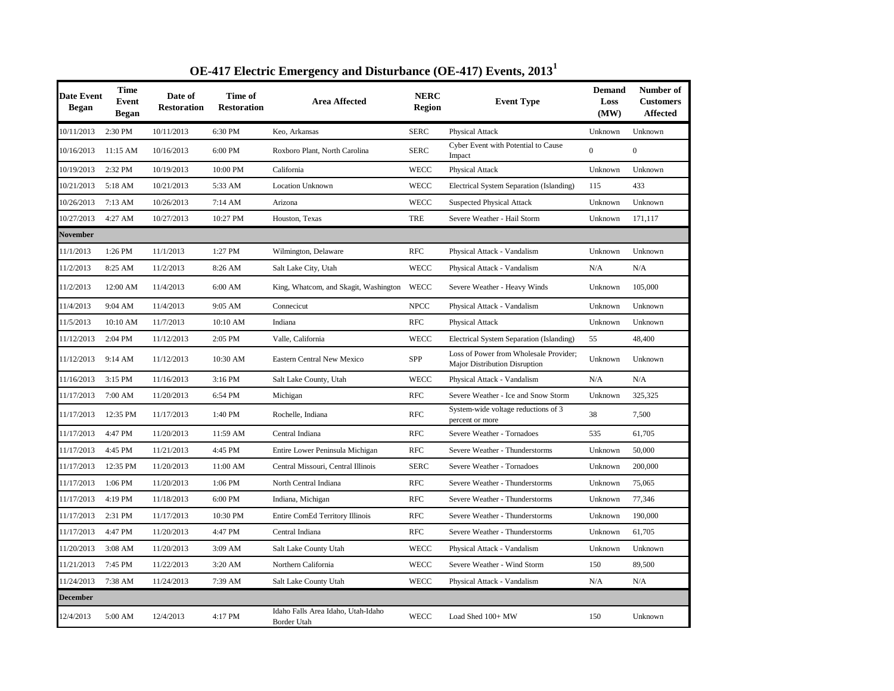# OE-417 Electric Emergency and Disturbance (OE-417) Events, 2013[1]

| Date Event Began | Time Event Began | Date of Restoration | Time of Restoration | Area Affected | NERC Region | Event Type | Demand Loss (MW) | Number of Customers Affected |
|---|---|---|---|---|---|---|---|---|
| 10/11/2013 | 2:30 PM | 10/11/2013 | 6:30 PM | Keo, Arkansas | SERC | Physical Attack | Unknown | Unknown |
| 10/16/2013 | 11:15 AM | 10/16/2013 | 6:00 PM | Roxboro Plant, North Carolina | SERC | Cyber Event with Potential to Cause Impact | 0 | 0 |
| 10/19/2013 | 2:32 PM | 10/19/2013 | 10:00 PM | California | WECC | Physical Attack | Unknown | Unknown |
| 10/21/2013 | 5:18 AM | 10/21/2013 | 5:33 AM | Location Unknown | WECC | Electrical System Separation (Islanding) | 115 | 433 |
| 10/26/2013 | 7:13 AM | 10/26/2013 | 7:14 AM | Arizona | WECC | Suspected Physical Attack | Unknown | Unknown |
| 10/27/2013 | 4:27 AM | 10/27/2013 | 10:27 PM | Houston, Texas | TRE | Severe Weather - Hail Storm | Unknown | 171,117 |
| **November** | | | | | | | | |
| 11/1/2013 | 1:26 PM | 11/1/2013 | 1:27 PM | Wilmington, Delaware | RFC | Physical Attack - Vandalism | Unknown | Unknown |
| 11/2/2013 | 8:25 AM | 11/2/2013 | 8:26 AM | Salt Lake City, Utah | WECC | Physical Attack - Vandalism | N/A | N/A |
| 11/2/2013 | 12:00 AM | 11/4/2013 | 6:00 AM | King, Whatcom, and Skagit, Washington | WECC | Severe Weather - Heavy Winds | Unknown | 105,000 |
| 11/4/2013 | 9:04 AM | 11/4/2013 | 9:05 AM | Connecicut | NPCC | Physical Attack - Vandalism | Unknown | Unknown |
| 11/5/2013 | 10:10 AM | 11/7/2013 | 10:10 AM | Indiana | RFC | Physical Attack | Unknown | Unknown |
| 11/12/2013 | 2:04 PM | 11/12/2013 | 2:05 PM | Valle, California | WECC | Electrical System Separation (Islanding) | 55 | 48,400 |
| 11/12/2013 | 9:14 AM | 11/12/2013 | 10:30 AM | Eastern Central New Mexico | SPP | Loss of Power from Wholesale Provider; Major Distribution Disruption | Unknown | Unknown |
| 11/16/2013 | 3:15 PM | 11/16/2013 | 3:16 PM | Salt Lake County, Utah | WECC | Physical Attack - Vandalism | N/A | N/A |
| 11/17/2013 | 7:00 AM | 11/20/2013 | 6:54 PM | Michigan | RFC | Severe Weather - Ice and Snow Storm | Unknown | 325,325 |
| 11/17/2013 | 12:35 PM | 11/17/2013 | 1:40 PM | Rochelle, Indiana | RFC | System-wide voltage reductions of 3 percent or more | 38 | 7,500 |
| 11/17/2013 | 4:47 PM | 11/20/2013 | 11:59 AM | Central Indiana | RFC | Severe Weather - Tornadoes | 535 | 61,705 |
| 11/17/2013 | 4:45 PM | 11/21/2013 | 4:45 PM | Entire Lower Peninsula Michigan | RFC | Severe Weather - Thunderstorms | Unknown | 50,000 |
| 11/17/2013 | 12:35 PM | 11/20/2013 | 11:00 AM | Central Missouri, Central Illinois | SERC | Severe Weather - Tornadoes | Unknown | 200,000 |
| 11/17/2013 | 1:06 PM | 11/20/2013 | 1:06 PM | North Central Indiana | RFC | Severe Weather - Thunderstorms | Unknown | 75,065 |
| 11/17/2013 | 4:19 PM | 11/18/2013 | 6:00 PM | Indiana, Michigan | RFC | Severe Weather - Thunderstorms | Unknown | 77,346 |
| 11/17/2013 | 2:31 PM | 11/17/2013 | 10:30 PM | Entire ComEd Territory Illinois | RFC | Severe Weather - Thunderstorms | Unknown | 190,000 |
| 11/17/2013 | 4:47 PM | 11/20/2013 | 4:47 PM | Central Indiana | RFC | Severe Weather - Thunderstorms | Unknown | 61,705 |
| 11/20/2013 | 3:08 AM | 11/20/2013 | 3:09 AM | Salt Lake County Utah | WECC | Physical Attack - Vandalism | Unknown | Unknown |
| 11/21/2013 | 7:45 PM | 11/22/2013 | 3:20 AM | Northern California | WECC | Severe Weather - Wind Storm | 150 | 89,500 |
| 11/24/2013 | 7:38 AM | 11/24/2013 | 7:39 AM | Salt Lake County Utah | WECC | Physical Attack - Vandalism | N/A | N/A |
| **December** | | | | | | | | |
| 12/4/2013 | 5:00 AM | 12/4/2013 | 4:17 PM | Idaho Falls Area Idaho, Utah-Idaho Border Utah | WECC | Load Shed 100+ MW | 150 | Unknown |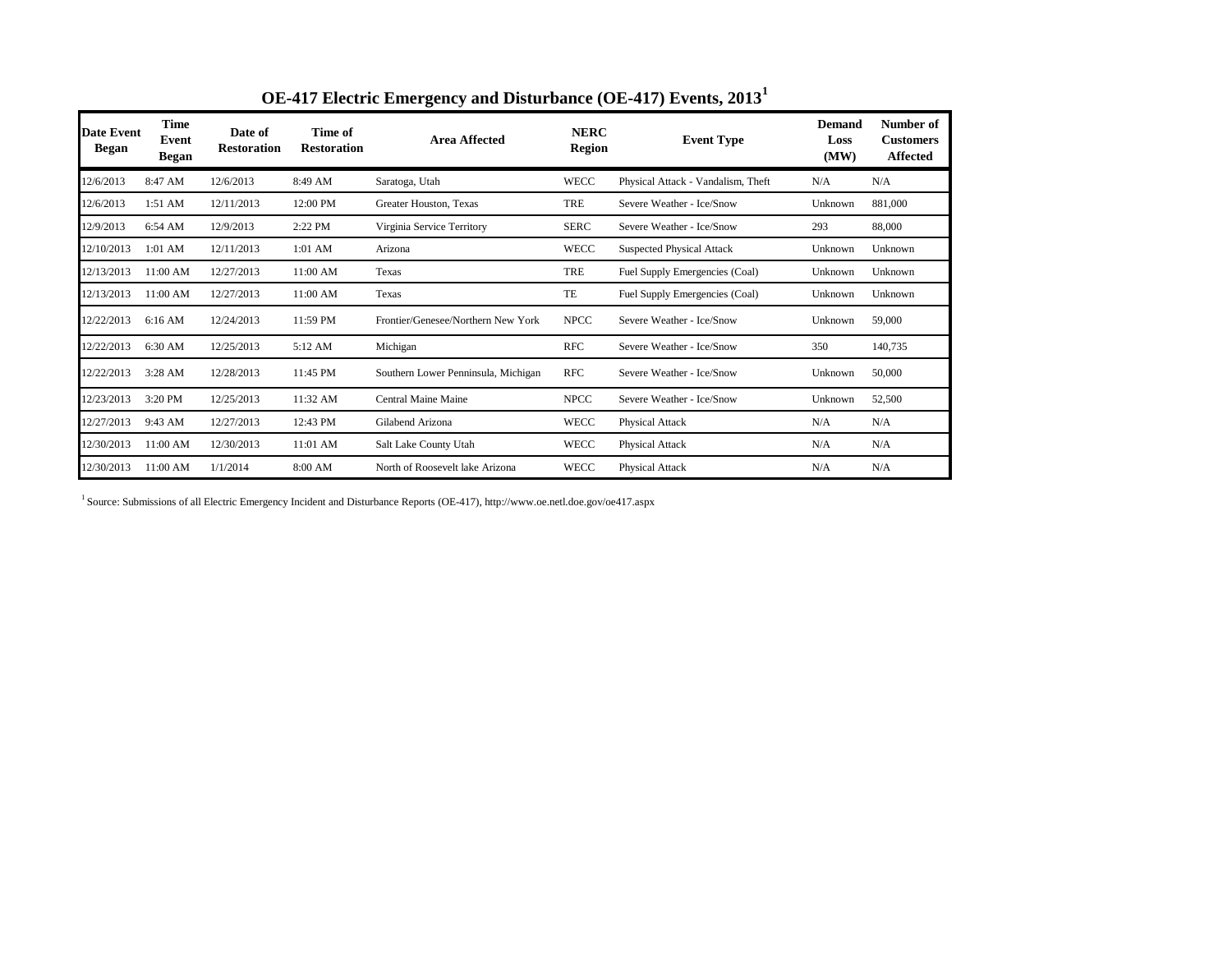# OE-417 Electric Emergency and Disturbance (OE-417) Events, 2013[1]

| Date Event Began | Time Event Began | Date of Restoration | Time of Restoration | Area Affected | NERC Region | Event Type | Demand Loss (MW) | Number of Customers Affected |
|---|---|---|---|---|---|---|---|---|
| 12/6/2013 | 8:47 AM | 12/6/2013 | 8:49 AM | Saratoga, Utah | WECC | Physical Attack - Vandalism, Theft | N/A | N/A |
| 12/6/2013 | 1:51 AM | 12/11/2013 | 12:00 PM | Greater Houston, Texas | TRE | Severe Weather - Ice/Snow | Unknown | 881,000 |
| 12/9/2013 | 6:54 AM | 12/9/2013 | 2:22 PM | Virginia Service Territory | SERC | Severe Weather - Ice/Snow | 293 | 88,000 |
| 12/10/2013 | 1:01 AM | 12/11/2013 | 1:01 AM | Arizona | WECC | Suspected Physical Attack | Unknown | Unknown |
| 12/13/2013 | 11:00 AM | 12/27/2013 | 11:00 AM | Texas | TRE | Fuel Supply Emergencies (Coal) | Unknown | Unknown |
| 12/13/2013 | 11:00 AM | 12/27/2013 | 11:00 AM | Texas | TE | Fuel Supply Emergencies (Coal) | Unknown | Unknown |
| 12/22/2013 | 6:16 AM | 12/24/2013 | 11:59 PM | Frontier/Genesee/Northern New York | NPCC | Severe Weather - Ice/Snow | Unknown | 59,000 |
| 12/22/2013 | 6:30 AM | 12/25/2013 | 5:12 AM | Michigan | RFC | Severe Weather - Ice/Snow | 350 | 140,735 |
| 12/22/2013 | 3:28 AM | 12/28/2013 | 11:45 PM | Southern Lower Penninsula, Michigan | RFC | Severe Weather - Ice/Snow | Unknown | 50,000 |
| 12/23/2013 | 3:20 PM | 12/25/2013 | 11:32 AM | Central Maine Maine | NPCC | Severe Weather - Ice/Snow | Unknown | 52,500 |
| 12/27/2013 | 9:43 AM | 12/27/2013 | 12:43 PM | Gilabend Arizona | WECC | Physical Attack | N/A | N/A |
| 12/30/2013 | 11:00 AM | 12/30/2013 | 11:01 AM | Salt Lake County Utah | WECC | Physical Attack | N/A | N/A |
| 12/30/2013 | 11:00 AM | 1/1/2014 | 8:00 AM | North of Roosevelt lake Arizona | WECC | Physical Attack | N/A | N/A |

[1] Source: Submissions of all Electric Emergency Incident and Disturbance Reports (OE-417), http://www.oe.netl.doe.gov/oe417.aspx